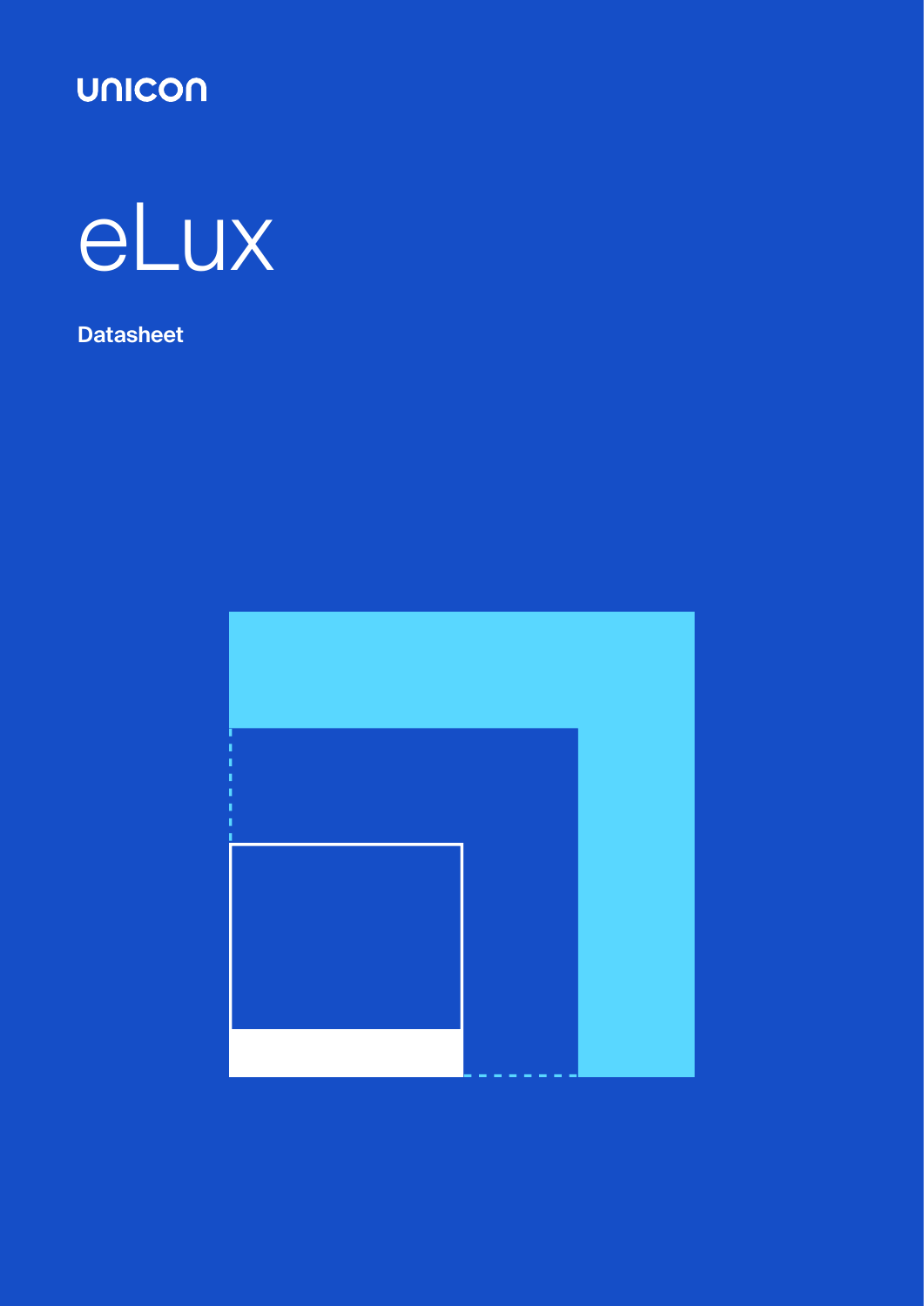unicon

# eLux

**Datasheet**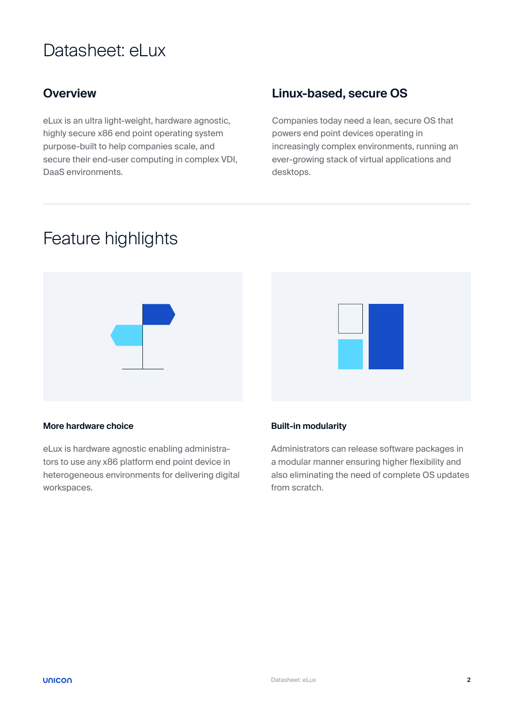# Datasheet: eLux

## Overview

eLux is an ultra light-weight, hardware agnostic, highly secure x86 end point operating system purpose-built to help companies scale, and secure their end-user computing in complex VDI, DaaS environments.

## Linux-based, secure OS

Companies today need a lean, secure OS that powers end point devices operating in increasingly complex environments, running an ever-growing stack of virtual applications and desktops.

# Feature highlights

### More hardware choice

eLux is hardware agnostic enabling administrators to use any x86 platform end point device in heterogeneous environments for delivering digital workspaces.

### Built-in modularity

Administrators can release software packages in a modular manner ensuring higher flexibility and also eliminating the need of complete OS updates from scratch.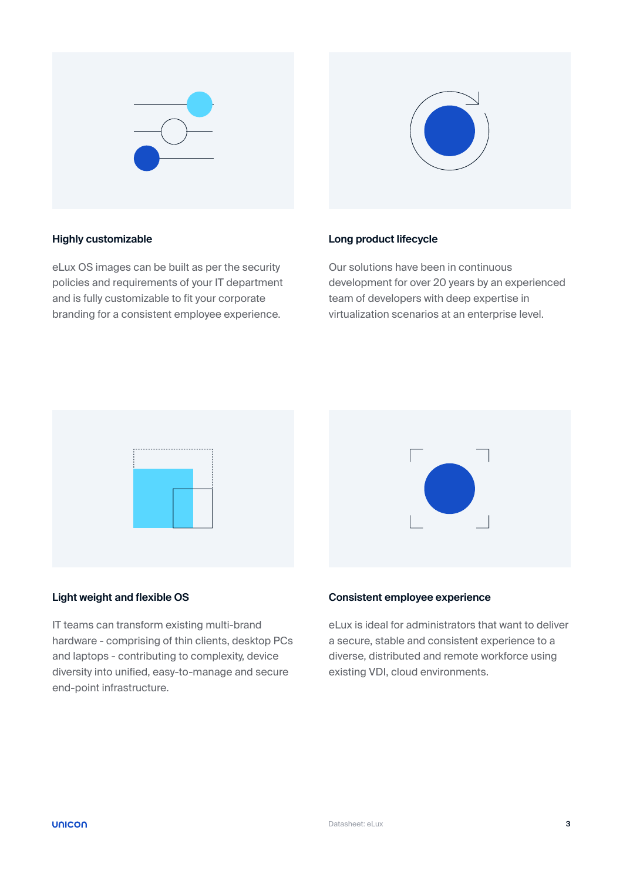### Highly customizable

eLux OS images can be built as per the security policies and requirements of your IT department and is fully customizable to fit your corporate branding for a consistent employee experience.

### Long product lifecycle

Our solutions have been in continuous development for over 20 years by an experienced team of developers with deep expertise in virtualization scenarios at an enterprise level.

### Light weight and flexible OS

IT teams can transform existing multi-brand hardware - comprising of thin clients, desktop PCs and laptops - contributing to complexity, device diversity into unified, easy-to-manage and secure end-point infrastructure.

### Consistent employee experience

eLux is ideal for administrators that want to deliver a secure, stable and consistent experience to a diverse, distributed and remote workforce using existing VDI, cloud environments.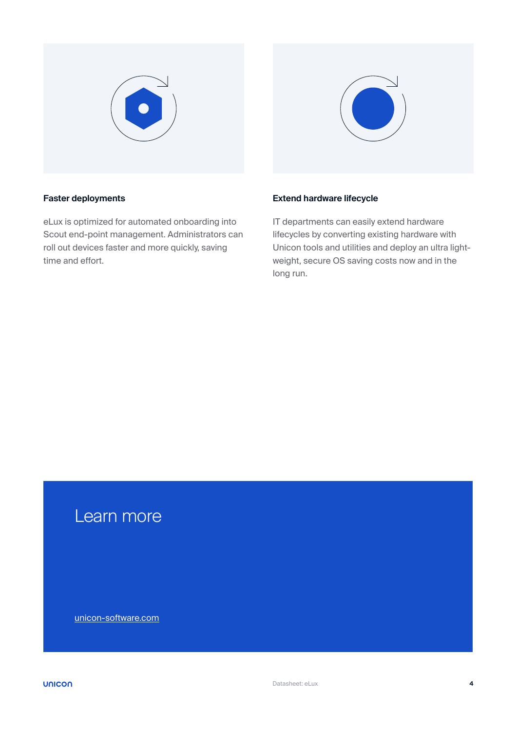### Faster deployments

eLux is optimized for automated onboarding into Scout end-point management. Administrators can roll out devices faster and more quickly, saving time and effort.

### Extend hardware lifecycle

IT departments can easily extend hardware lifecycles by converting existing hardware with Unicon tools and utilities and deploy an ultra light-weight, secure OS saving costs now and in the long run.

## Learn more

[unicon-software.com](unicon-software.com)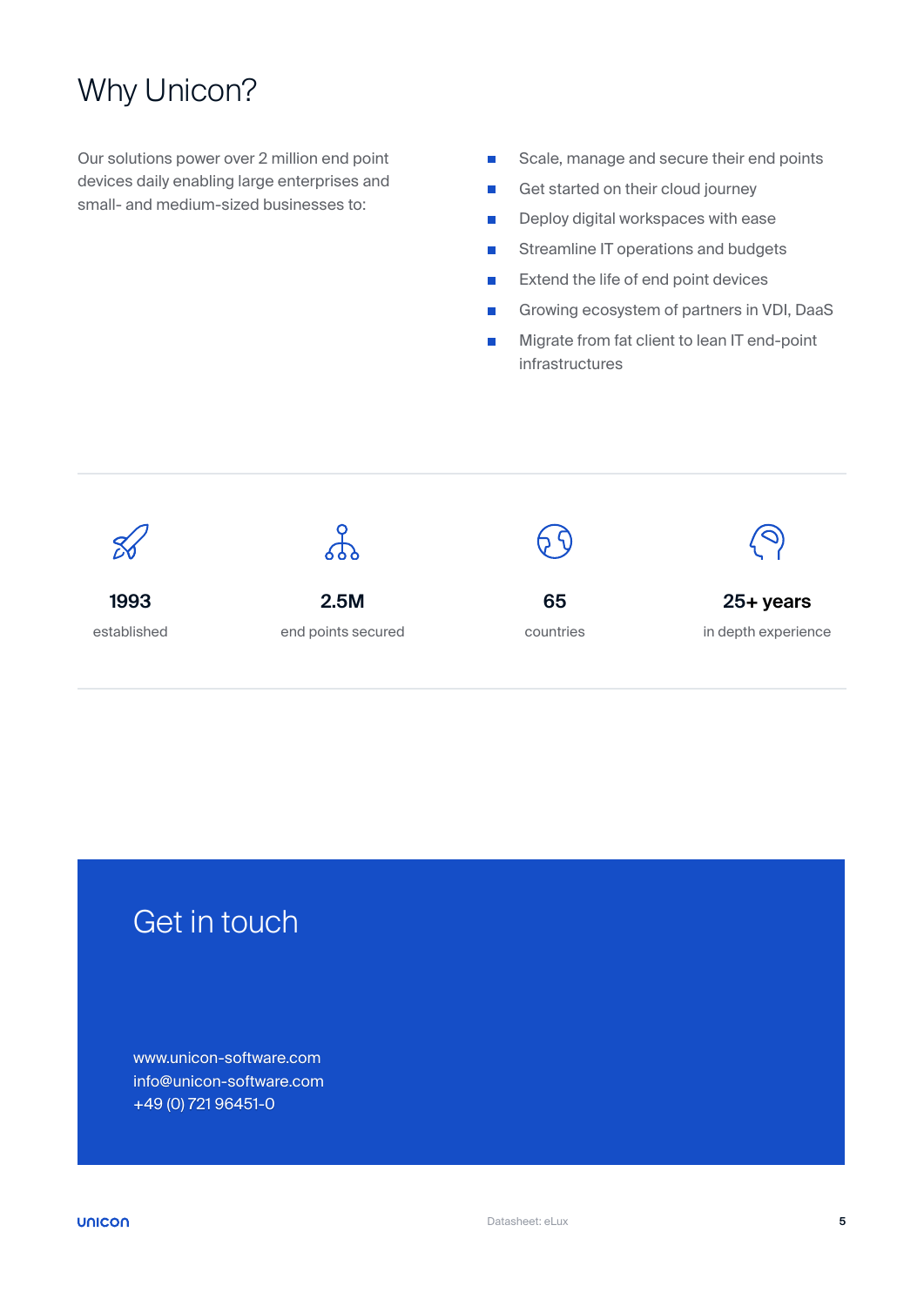# Why Unicon?

Our solutions power over 2 million end point devices daily enabling large enterprises and small- and medium-sized businesses to:

- Scale, manage and secure their end points
- Get started on their cloud journey
- Deploy digital workspaces with ease
- Streamline IT operations and budgets
- Extend the life of end point devices
- Growing ecosystem of partners in VDI, DaaS
- Migrate from fat client to lean IT end-point infrastructures

**1993**
established

**2.5M**
end points secured

**65**
countries

**25+ years**
in depth experience

## Get in touch

www.unicon-software.com
info@unicon-software.com
+49 (0) 721 96451-0